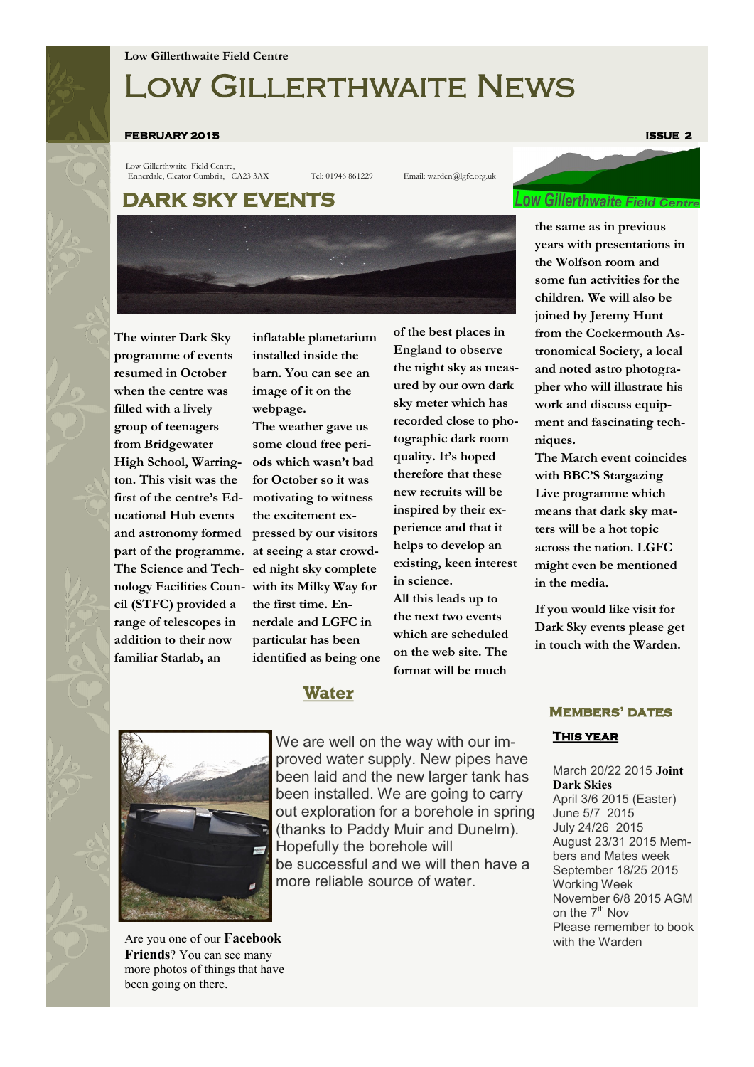Low Gillerthwaite Field Centre

# Low Gillerthwaite News

**FEBRUARY 2015** **ISSUE 2**

Low Gillerthwaite Field Centre, Ennerdale, Cleator Cumbria, CA23 3AX Tel: 01946 861229 Email: warden@lgfc.org.uk

## DARK SKY EVENTS

**The winter Dark Sky programme of events resumed in October when the centre was filled with a lively group of teenagers from Bridgewater High School, Warrington. This visit was the first of the centre's Educational Hub events and astronomy formed part of the programme. The Science and Technology Facilities Council (STFC) provided a range of telescopes in addition to their now familiar Starlab, an inflatable planetarium installed inside the barn. You can see an image of it on the webpage.**

**The weather gave us some cloud free periods which wasn't bad for October so it was motivating to witness the excitement expressed by our visitors at seeing a star crowded night sky complete with its Milky Way for the first time. Ennerdale and LGFC in particular has been identified as being one of the best places in England to observe the night sky as measured by our own dark sky meter which has recorded close to photographic dark room quality. It's hoped therefore that these new recruits will be inspired by their experience and that it helps to develop an existing, keen interest in science.**

**All this leads up to the next two events which are scheduled on the web site. The format will be much the same as in previous years with presentations in the Wolfson room and some fun activities for the children. We will also be joined by Jeremy Hunt from the Cockermouth Astronomical Society, a local and noted astro photographer who will illustrate his work and discuss equipment and fascinating techniques.**

**The March event coincides with BBC'S Stargazing Live programme which means that dark sky matters will be a hot topic across the nation. LGFC might even be mentioned in the media.**

**If you would like visit for Dark Sky events please get in touch with the Warden.**

## Water

We are well on the way with our improved water supply. New pipes have been laid and the new larger tank has been installed. We are going to carry out exploration for a borehole in spring (thanks to Paddy Muir and Dunelm). Hopefully the borehole will be successful and we will then have a more reliable source of water.

Are you one of our **Facebook Friends**? You can see many more photos of things that have been going on there.

## Members' dates

### This year

March 20/22 2015 **Joint Dark Skies**
April 3/6 2015 (Easter)
June 5/7 2015
July 24/26 2015
August 23/31 2015 Members and Mates week
September 18/25 2015 Working Week
November 6/8 2015 AGM on the 7th Nov
Please remember to book with the Warden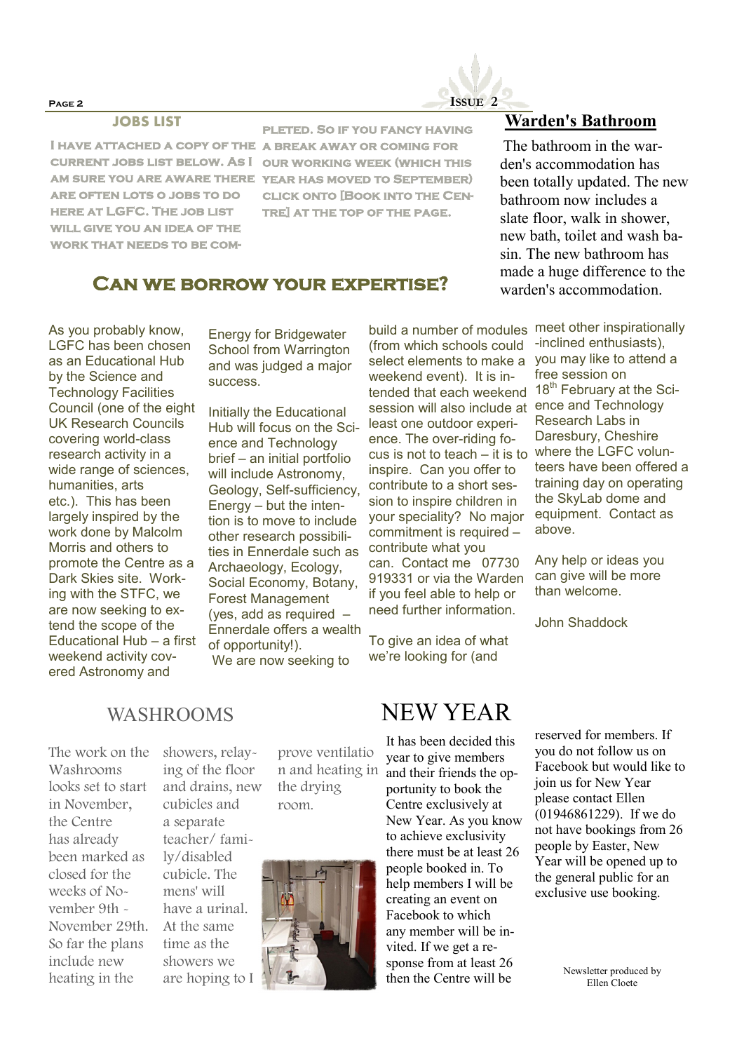## JOBS LIST

I HAVE ATTACHED A COPY OF THE CURRENT JOBS LIST BELOW. AS I AM SURE YOU ARE AWARE THERE ARE OFTEN LOTS O JOBS TO DO HERE AT LGFC. THE JOB LIST WILL GIVE YOU AN IDEA OF THE WORK THAT NEEDS TO BE COMPLETED. SO IF YOU FANCY HAVING A BREAK AWAY OR COMING FOR OUR WORKING WEEK (WHICH THIS YEAR HAS MOVED TO SEPTEMBER) CLICK ONTO [BOOK INTO THE CENTRE] AT THE TOP OF THE PAGE.

## Warden's Bathroom

The bathroom in the warden's accommodation has been totally updated. The new bathroom now includes a slate floor, walk in shower, new bath, toilet and wash basin. The new bathroom has made a huge difference to the warden's accommodation.

## Can we borrow your expertise?

As you probably know, LGFC has been chosen as an Educational Hub by the Science and Technology Facilities Council (one of the eight UK Research Councils covering world-class research activity in a wide range of sciences, humanities, arts etc.). This has been largely inspired by the work done by Malcolm Morris and others to promote the Centre as a Dark Skies site. Working with the STFC, we are now seeking to extend the scope of the Educational Hub – a first weekend activity covered Astronomy and Energy for Bridgewater School from Warrington and was judged a major success.

Initially the Educational Hub will focus on the Science and Technology brief – an initial portfolio will include Astronomy, Geology, Self-sufficiency, Energy – but the intention is to move to include other research possibilities in Ennerdale such as Archaeology, Ecology, Social Economy, Botany, Forest Management (yes, add as required – Ennerdale offers a wealth of opportunity!). We are now seeking to build a number of modules (from which schools could select elements to make a weekend event). It is intended that each weekend session will also include at least one outdoor experience. The over-riding focus is not to teach – it is to inspire. Can you offer to contribute to a short session to inspire children in your speciality? No major commitment is required – contribute what you can. Contact me 07730 919331 or via the Warden if you feel able to help or need further information.

To give an idea of what we're looking for (and meet other inspirationally-inclined enthusiasts), you may like to attend a free session on 18th February at the Science and Technology Research Labs in Daresbury, Cheshire where the LGFC volunteers have been offered a training day on operating the SkyLab dome and equipment. Contact as above.

Any help or ideas you can give will be more than welcome.

John Shaddock

## WASHROOMS

The work on the Washrooms looks set to start in November, the Centre has already been marked as closed for the weeks of November 9th - November 29th. So far the plans include new heating in the showers, relaying of the floor and drains, new cubicles and a separate teacher/ family/disabled cubicle. The mens' will have a urinal. At the same time as the showers we are hoping to Improve ventilation and heating in the drying room.

## NEW YEAR

It has been decided this year to give members and their friends the opportunity to book the Centre exclusively at New Year. As you know to achieve exclusivity there must be at least 26 people booked in. To help members I will be creating an event on Facebook to which any member will be invited. If we get a response from at least 26 then the Centre will be reserved for members. If you do not follow us on Facebook but would like to join us for New Year please contact Ellen (01946861229). If we do not have bookings from 26 people by Easter, New Year will be opened up to the general public for an exclusive use booking.

Newsletter produced by Ellen Cloete